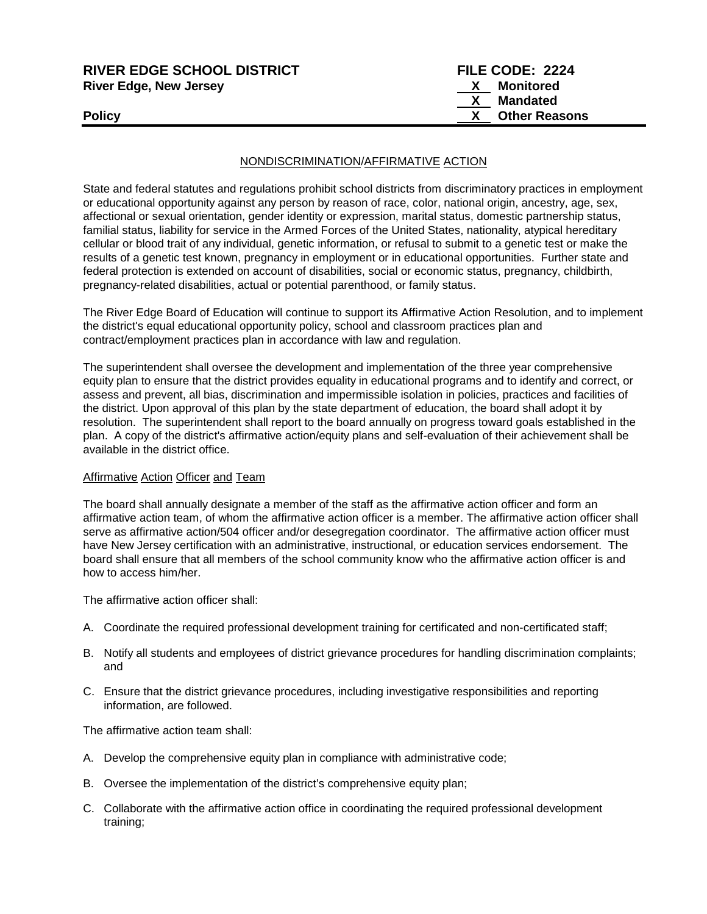**RIVER EDGE SCHOOL DISTRICT** | **FILE CODE: 2224**
**River Edge, New Jersey**

X Monitored
X Mandated
**Policy** X Other Reasons

NONDISCRIMINATION/AFFIRMATIVE ACTION

State and federal statutes and regulations prohibit school districts from discriminatory practices in employment or educational opportunity against any person by reason of race, color, national origin, ancestry, age, sex, affectional or sexual orientation, gender identity or expression, marital status, domestic partnership status, familial status, liability for service in the Armed Forces of the United States, nationality, atypical hereditary cellular or blood trait of any individual, genetic information, or refusal to submit to a genetic test or make the results of a genetic test known, pregnancy in employment or in educational opportunities. Further state and federal protection is extended on account of disabilities, social or economic status, pregnancy, childbirth, pregnancy-related disabilities, actual or potential parenthood, or family status.

The River Edge Board of Education will continue to support its Affirmative Action Resolution, and to implement the district's equal educational opportunity policy, school and classroom practices plan and contract/employment practices plan in accordance with law and regulation.

The superintendent shall oversee the development and implementation of the three year comprehensive equity plan to ensure that the district provides equality in educational programs and to identify and correct, or assess and prevent, all bias, discrimination and impermissible isolation in policies, practices and facilities of the district. Upon approval of this plan by the state department of education, the board shall adopt it by resolution. The superintendent shall report to the board annually on progress toward goals established in the plan. A copy of the district's affirmative action/equity plans and self-evaluation of their achievement shall be available in the district office.

Affirmative Action Officer and Team

The board shall annually designate a member of the staff as the affirmative action officer and form an affirmative action team, of whom the affirmative action officer is a member. The affirmative action officer shall serve as affirmative action/504 officer and/or desegregation coordinator. The affirmative action officer must have New Jersey certification with an administrative, instructional, or education services endorsement. The board shall ensure that all members of the school community know who the affirmative action officer is and how to access him/her.

The affirmative action officer shall:

A. Coordinate the required professional development training for certificated and non-certificated staff;

B. Notify all students and employees of district grievance procedures for handling discrimination complaints; and

C. Ensure that the district grievance procedures, including investigative responsibilities and reporting information, are followed.

The affirmative action team shall:

A. Develop the comprehensive equity plan in compliance with administrative code;

B. Oversee the implementation of the district's comprehensive equity plan;

C. Collaborate with the affirmative action office in coordinating the required professional development training;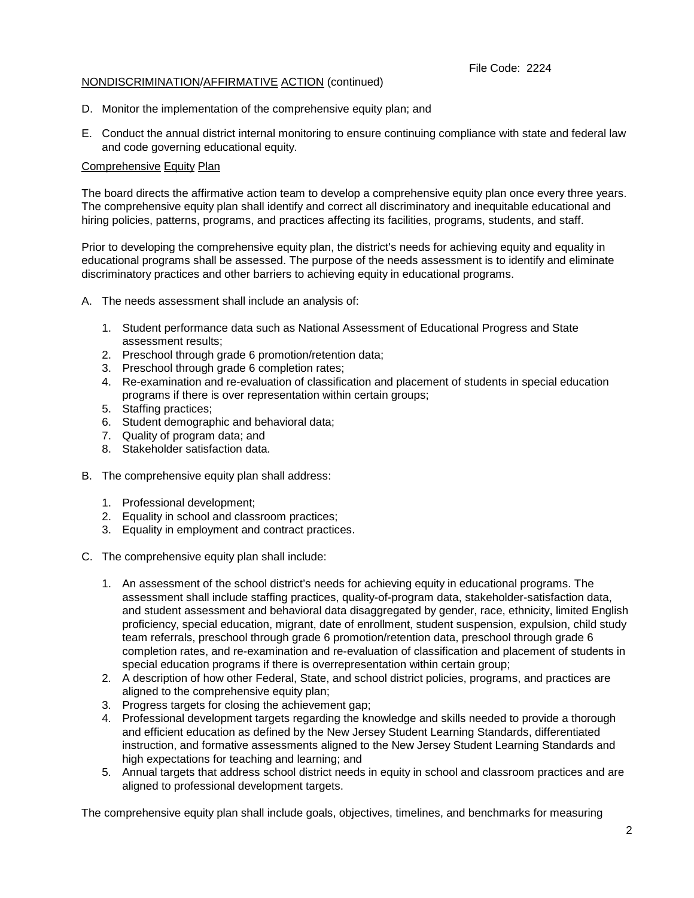File Code: 2224

NONDISCRIMINATION/AFFIRMATIVE ACTION (continued)

D. Monitor the implementation of the comprehensive equity plan; and

E. Conduct the annual district internal monitoring to ensure continuing compliance with state and federal law and code governing educational equity.

Comprehensive Equity Plan

The board directs the affirmative action team to develop a comprehensive equity plan once every three years. The comprehensive equity plan shall identify and correct all discriminatory and inequitable educational and hiring policies, patterns, programs, and practices affecting its facilities, programs, students, and staff.

Prior to developing the comprehensive equity plan, the district's needs for achieving equity and equality in educational programs shall be assessed. The purpose of the needs assessment is to identify and eliminate discriminatory practices and other barriers to achieving equity in educational programs.

A. The needs assessment shall include an analysis of:

   1. Student performance data such as National Assessment of Educational Progress and State assessment results;
   2. Preschool through grade 6 promotion/retention data;
   3. Preschool through grade 6 completion rates;
   4. Re-examination and re-evaluation of classification and placement of students in special education programs if there is over representation within certain groups;
   5. Staffing practices;
   6. Student demographic and behavioral data;
   7. Quality of program data; and
   8. Stakeholder satisfaction data.

B. The comprehensive equity plan shall address:

   1. Professional development;
   2. Equality in school and classroom practices;
   3. Equality in employment and contract practices.

C. The comprehensive equity plan shall include:

   1. An assessment of the school district's needs for achieving equity in educational programs. The assessment shall include staffing practices, quality-of-program data, stakeholder-satisfaction data, and student assessment and behavioral data disaggregated by gender, race, ethnicity, limited English proficiency, special education, migrant, date of enrollment, student suspension, expulsion, child study team referrals, preschool through grade 6 promotion/retention data, preschool through grade 6 completion rates, and re-examination and re-evaluation of classification and placement of students in special education programs if there is overrepresentation within certain group;
   2. A description of how other Federal, State, and school district policies, programs, and practices are aligned to the comprehensive equity plan;
   3. Progress targets for closing the achievement gap;
   4. Professional development targets regarding the knowledge and skills needed to provide a thorough and efficient education as defined by the New Jersey Student Learning Standards, differentiated instruction, and formative assessments aligned to the New Jersey Student Learning Standards and high expectations for teaching and learning; and
   5. Annual targets that address school district needs in equity in school and classroom practices and are aligned to professional development targets.

The comprehensive equity plan shall include goals, objectives, timelines, and benchmarks for measuring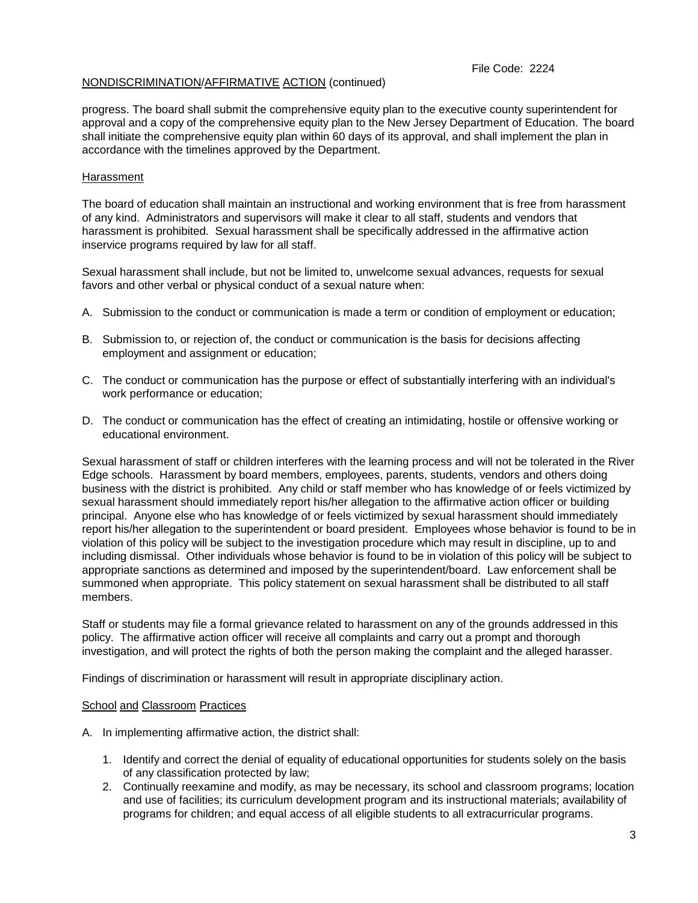progress. The board shall submit the comprehensive equity plan to the executive county superintendent for approval and a copy of the comprehensive equity plan to the New Jersey Department of Education. The board shall initiate the comprehensive equity plan within 60 days of its approval, and shall implement the plan in accordance with the timelines approved by the Department.

## Harassment

The board of education shall maintain an instructional and working environment that is free from harassment of any kind. Administrators and supervisors will make it clear to all staff, students and vendors that harassment is prohibited. Sexual harassment shall be specifically addressed in the affirmative action inservice programs required by law for all staff.

Sexual harassment shall include, but not be limited to, unwelcome sexual advances, requests for sexual favors and other verbal or physical conduct of a sexual nature when:

A. Submission to the conduct or communication is made a term or condition of employment or education;

B. Submission to, or rejection of, the conduct or communication is the basis for decisions affecting employment and assignment or education;

C. The conduct or communication has the purpose or effect of substantially interfering with an individual's work performance or education;

D. The conduct or communication has the effect of creating an intimidating, hostile or offensive working or educational environment.

Sexual harassment of staff or children interferes with the learning process and will not be tolerated in the River Edge schools. Harassment by board members, employees, parents, students, vendors and others doing business with the district is prohibited. Any child or staff member who has knowledge of or feels victimized by sexual harassment should immediately report his/her allegation to the affirmative action officer or building principal. Anyone else who has knowledge of or feels victimized by sexual harassment should immediately report his/her allegation to the superintendent or board president. Employees whose behavior is found to be in violation of this policy will be subject to the investigation procedure which may result in discipline, up to and including dismissal. Other individuals whose behavior is found to be in violation of this policy will be subject to appropriate sanctions as determined and imposed by the superintendent/board. Law enforcement shall be summoned when appropriate. This policy statement on sexual harassment shall be distributed to all staff members.

Staff or students may file a formal grievance related to harassment on any of the grounds addressed in this policy. The affirmative action officer will receive all complaints and carry out a prompt and thorough investigation, and will protect the rights of both the person making the complaint and the alleged harasser.

Findings of discrimination or harassment will result in appropriate disciplinary action.

## School and Classroom Practices

A. In implementing affirmative action, the district shall:

   1. Identify and correct the denial of equality of educational opportunities for students solely on the basis of any classification protected by law;
   2. Continually reexamine and modify, as may be necessary, its school and classroom programs; location and use of facilities; its curriculum development program and its instructional materials; availability of programs for children; and equal access of all eligible students to all extracurricular programs.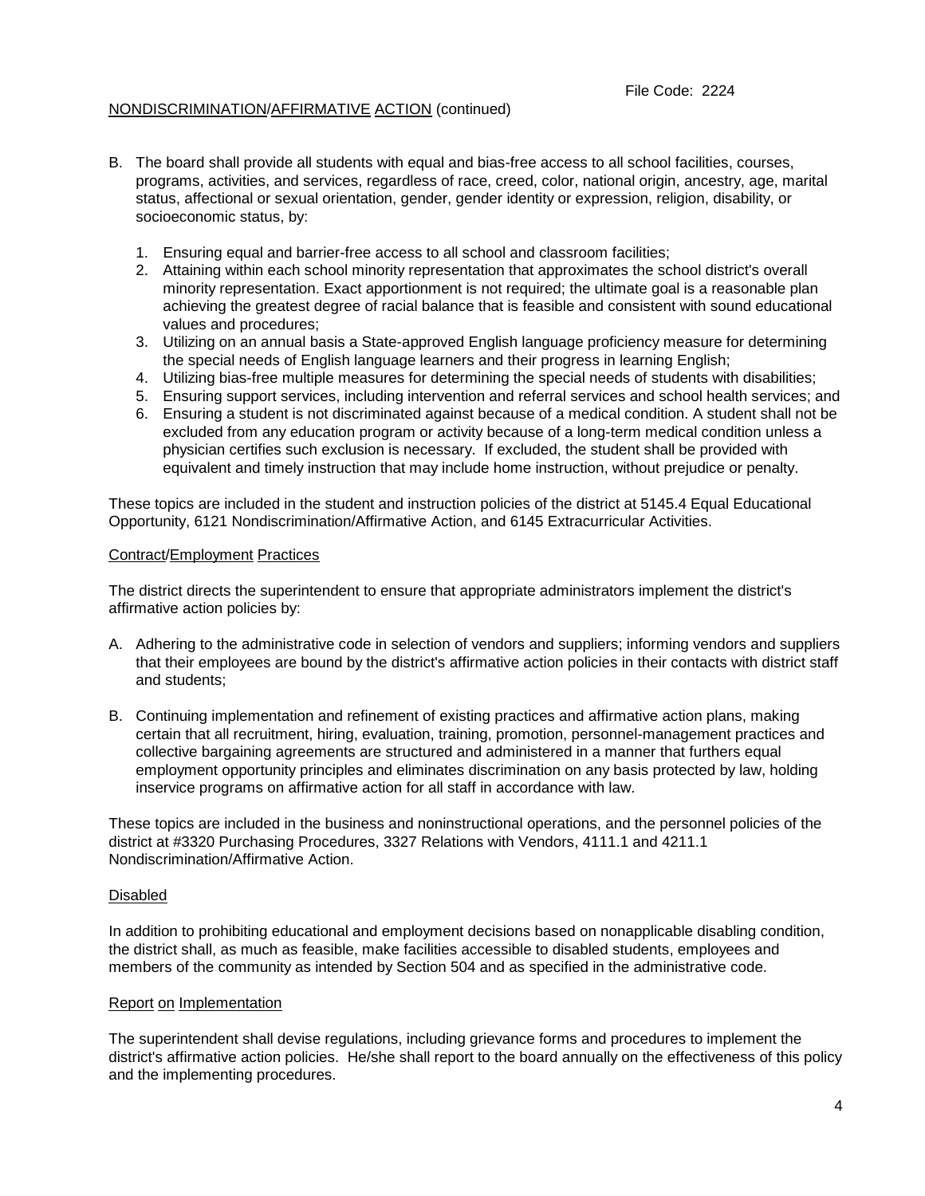File Code: 2224

NONDISCRIMINATION/AFFIRMATIVE ACTION (continued)

B. The board shall provide all students with equal and bias-free access to all school facilities, courses, programs, activities, and services, regardless of race, creed, color, national origin, ancestry, age, marital status, affectional or sexual orientation, gender, gender identity or expression, religion, disability, or socioeconomic status, by:

   1. Ensuring equal and barrier-free access to all school and classroom facilities;
   2. Attaining within each school minority representation that approximates the school district's overall minority representation. Exact apportionment is not required; the ultimate goal is a reasonable plan achieving the greatest degree of racial balance that is feasible and consistent with sound educational values and procedures;
   3. Utilizing on an annual basis a State-approved English language proficiency measure for determining the special needs of English language learners and their progress in learning English;
   4. Utilizing bias-free multiple measures for determining the special needs of students with disabilities;
   5. Ensuring support services, including intervention and referral services and school health services; and
   6. Ensuring a student is not discriminated against because of a medical condition. A student shall not be excluded from any education program or activity because of a long-term medical condition unless a physician certifies such exclusion is necessary. If excluded, the student shall be provided with equivalent and timely instruction that may include home instruction, without prejudice or penalty.

These topics are included in the student and instruction policies of the district at 5145.4 Equal Educational Opportunity, 6121 Nondiscrimination/Affirmative Action, and 6145 Extracurricular Activities.

## Contract/Employment Practices

The district directs the superintendent to ensure that appropriate administrators implement the district's affirmative action policies by:

A. Adhering to the administrative code in selection of vendors and suppliers; informing vendors and suppliers that their employees are bound by the district's affirmative action policies in their contacts with district staff and students;

B. Continuing implementation and refinement of existing practices and affirmative action plans, making certain that all recruitment, hiring, evaluation, training, promotion, personnel-management practices and collective bargaining agreements are structured and administered in a manner that furthers equal employment opportunity principles and eliminates discrimination on any basis protected by law, holding inservice programs on affirmative action for all staff in accordance with law.

These topics are included in the business and noninstructional operations, and the personnel policies of the district at #3320 Purchasing Procedures, 3327 Relations with Vendors, 4111.1 and 4211.1 Nondiscrimination/Affirmative Action.

## Disabled

In addition to prohibiting educational and employment decisions based on nonapplicable disabling condition, the district shall, as much as feasible, make facilities accessible to disabled students, employees and members of the community as intended by Section 504 and as specified in the administrative code.

## Report on Implementation

The superintendent shall devise regulations, including grievance forms and procedures to implement the district's affirmative action policies. He/she shall report to the board annually on the effectiveness of this policy and the implementing procedures.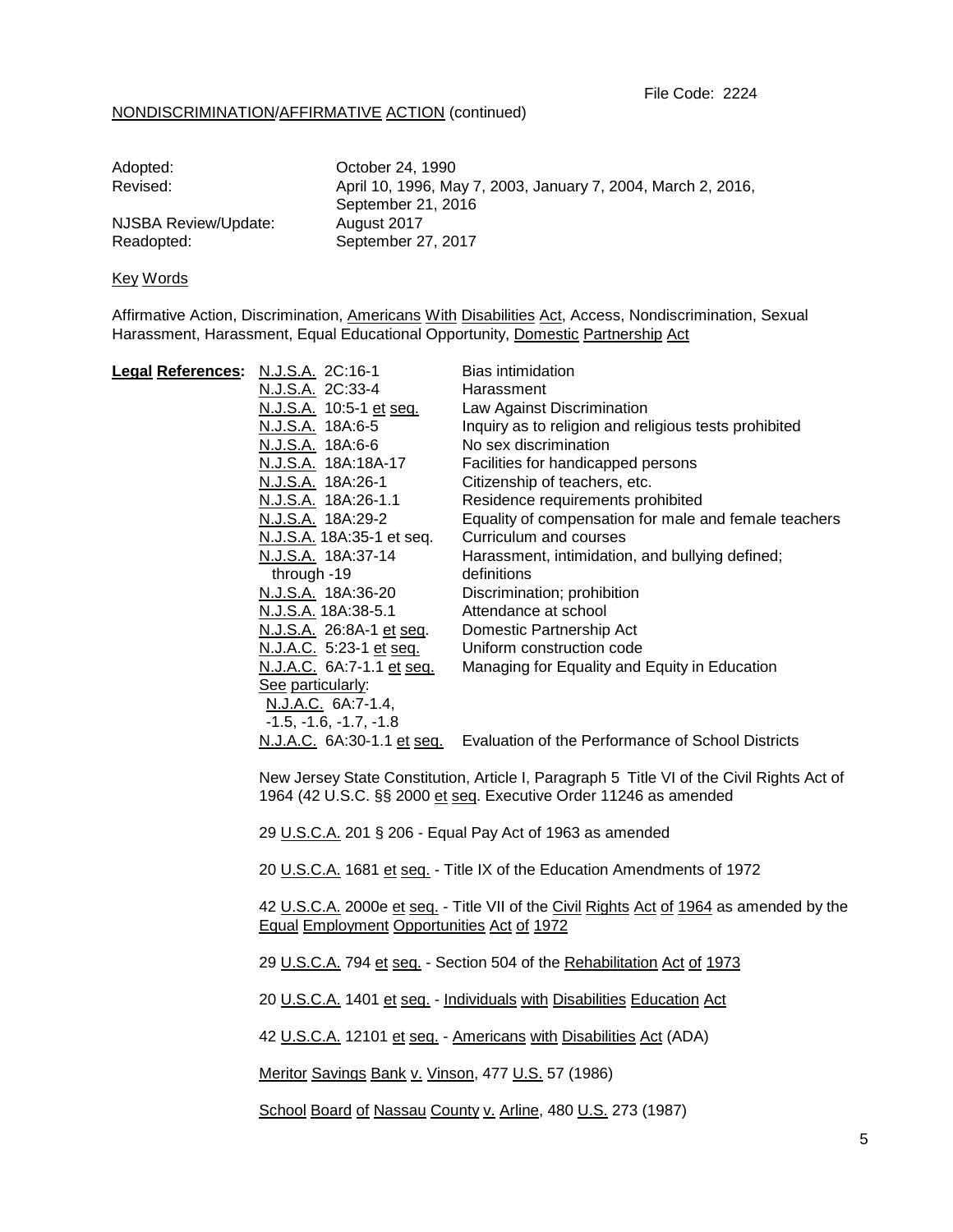File Code: 2224

NONDISCRIMINATION/AFFIRMATIVE ACTION (continued)

| | |
|---|---|
| Adopted: | October 24, 1990 |
| Revised: | April 10, 1996, May 7, 2003, January 7, 2004, March 2, 2016, September 21, 2016 |
| NJSBA Review/Update: | August 2017 |
| Readopted: | September 27, 2017 |

Key Words

Affirmative Action, Discrimination, Americans With Disabilities Act, Access, Nondiscrimination, Sexual Harassment, Harassment, Equal Educational Opportunity, Domestic Partnership Act

**Legal References:**

| | |
|---|---|
| N.J.S.A. 2C:16-1 | Bias intimidation |
| N.J.S.A. 2C:33-4 | Harassment |
| N.J.S.A. 10:5-1 et seq. | Law Against Discrimination |
| N.J.S.A. 18A:6-5 | Inquiry as to religion and religious tests prohibited |
| N.J.S.A. 18A:6-6 | No sex discrimination |
| N.J.S.A. 18A:18A-17 | Facilities for handicapped persons |
| N.J.S.A. 18A:26-1 | Citizenship of teachers, etc. |
| N.J.S.A. 18A:26-1.1 | Residence requirements prohibited |
| N.J.S.A. 18A:29-2 | Equality of compensation for male and female teachers |
| N.J.S.A. 18A:35-1 et seq. | Curriculum and courses |
| N.J.S.A. 18A:37-14 through -19 | Harassment, intimidation, and bullying defined; definitions |
| N.J.S.A. 18A:36-20 | Discrimination; prohibition |
| N.J.S.A. 18A:38-5.1 | Attendance at school |
| N.J.S.A. 26:8A-1 et seq. | Domestic Partnership Act |
| N.J.A.C. 5:23-1 et seq. | Uniform construction code |
| N.J.A.C. 6A:7-1.1 et seq. | Managing for Equality and Equity in Education |
| See particularly: N.J.A.C. 6A:7-1.4, -1.5, -1.6, -1.7, -1.8 | |
| N.J.A.C. 6A:30-1.1 et seq. | Evaluation of the Performance of School Districts |

New Jersey State Constitution, Article I, Paragraph 5 Title VI of the Civil Rights Act of 1964 (42 U.S.C. §§ 2000 et seq. Executive Order 11246 as amended

29 U.S.C.A. 201 § 206 - Equal Pay Act of 1963 as amended

20 U.S.C.A. 1681 et seq. - Title IX of the Education Amendments of 1972

42 U.S.C.A. 2000e et seq. - Title VII of the Civil Rights Act of 1964 as amended by the Equal Employment Opportunities Act of 1972

29 U.S.C.A. 794 et seq. - Section 504 of the Rehabilitation Act of 1973

20 U.S.C.A. 1401 et seq. - Individuals with Disabilities Education Act

42 U.S.C.A. 12101 et seq. - Americans with Disabilities Act (ADA)

Meritor Savings Bank v. Vinson, 477 U.S. 57 (1986)

School Board of Nassau County v. Arline, 480 U.S. 273 (1987)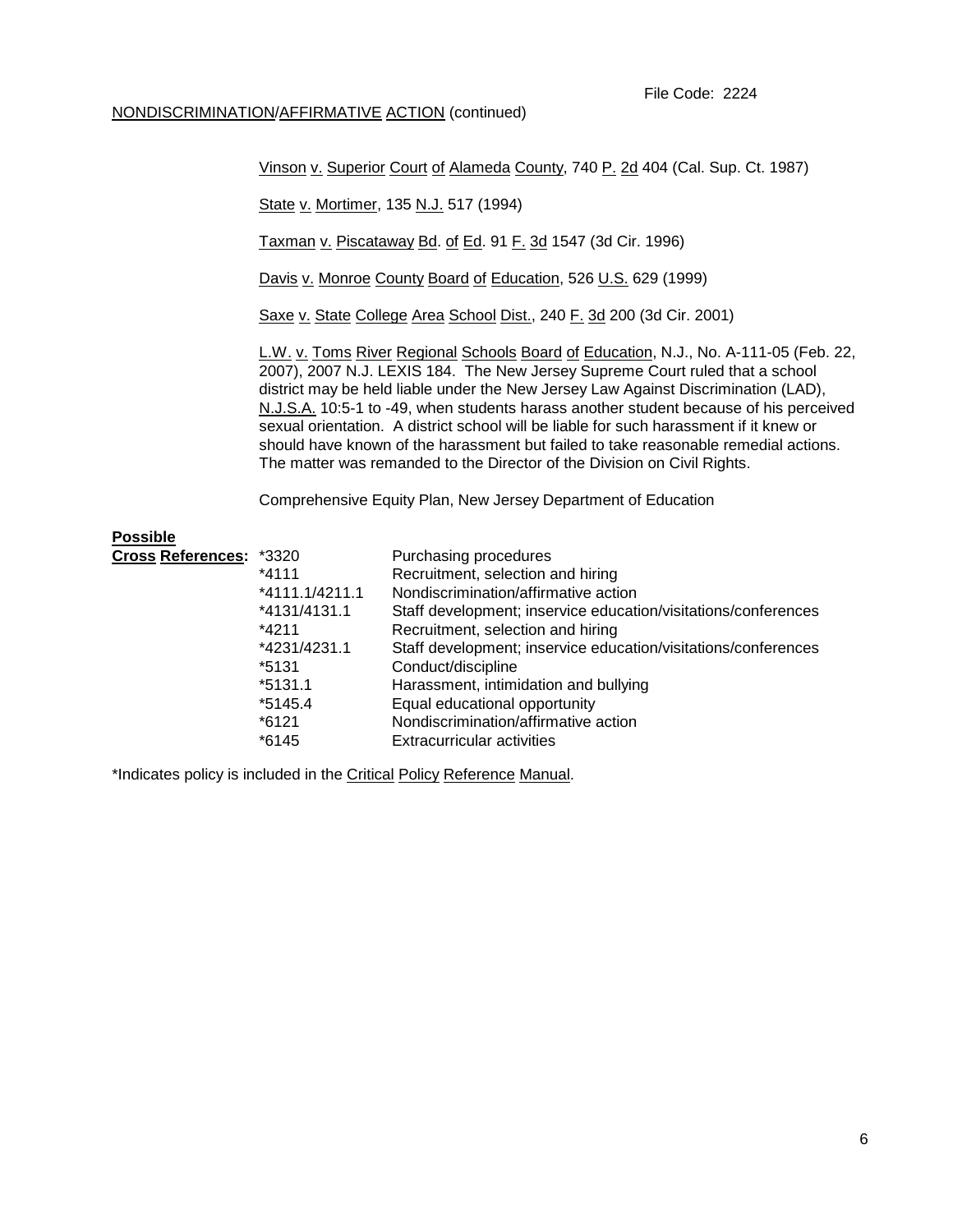File Code: 2224

NONDISCRIMINATION/AFFIRMATIVE ACTION (continued)

Vinson v. Superior Court of Alameda County, 740 P. 2d 404 (Cal. Sup. Ct. 1987)

State v. Mortimer, 135 N.J. 517 (1994)

Taxman v. Piscataway Bd. of Ed. 91 F. 3d 1547 (3d Cir. 1996)

Davis v. Monroe County Board of Education, 526 U.S. 629 (1999)

Saxe v. State College Area School Dist., 240 F. 3d 200 (3d Cir. 2001)

L.W. v. Toms River Regional Schools Board of Education, N.J., No. A-111-05 (Feb. 22, 2007), 2007 N.J. LEXIS 184. The New Jersey Supreme Court ruled that a school district may be held liable under the New Jersey Law Against Discrimination (LAD), N.J.S.A. 10:5-1 to -49, when students harass another student because of his perceived sexual orientation. A district school will be liable for such harassment if it knew or should have known of the harassment but failed to take reasonable remedial actions. The matter was remanded to the Director of the Division on Civil Rights.

Comprehensive Equity Plan, New Jersey Department of Education

| | | |
|---|---|---|
| **Possible Cross References:** | *3320 | Purchasing procedures |
| | *4111 | Recruitment, selection and hiring |
| | *4111.1/4211.1 | Nondiscrimination/affirmative action |
| | *4131/4131.1 | Staff development; inservice education/visitations/conferences |
| | *4211 | Recruitment, selection and hiring |
| | *4231/4231.1 | Staff development; inservice education/visitations/conferences |
| | *5131 | Conduct/discipline |
| | *5131.1 | Harassment, intimidation and bullying |
| | *5145.4 | Equal educational opportunity |
| | *6121 | Nondiscrimination/affirmative action |
| | *6145 | Extracurricular activities |

*Indicates policy is included in the Critical Policy Reference Manual.